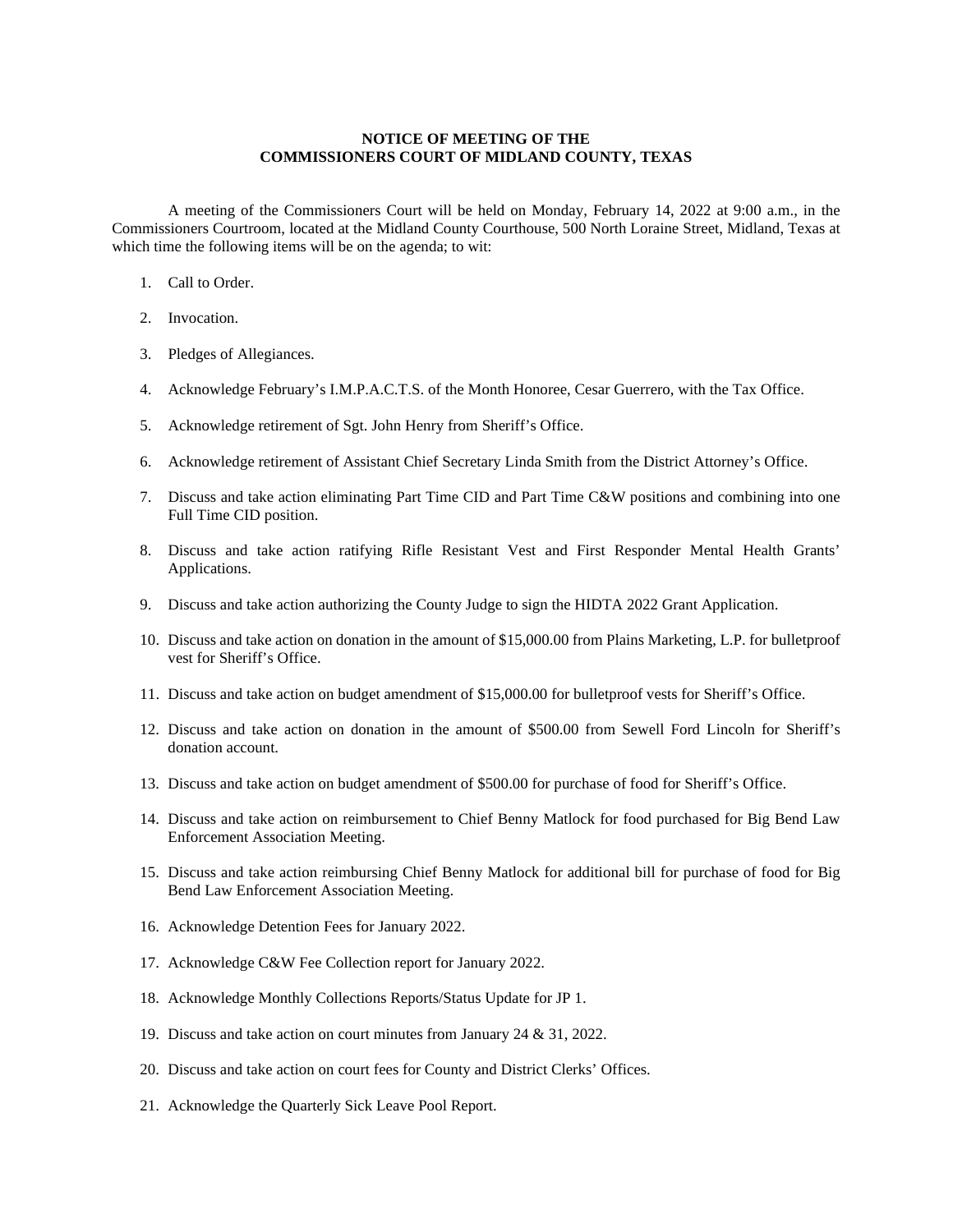**NOTICE OF MEETING OF THE**
**COMMISSIONERS COURT OF MIDLAND COUNTY, TEXAS**

A meeting of the Commissioners Court will be held on Monday, February 14, 2022 at 9:00 a.m., in the Commissioners Courtroom, located at the Midland County Courthouse, 500 North Loraine Street, Midland, Texas at which time the following items will be on the agenda; to wit:

1. Call to Order.
2. Invocation.
3. Pledges of Allegiances.
4. Acknowledge February's I.M.P.A.C.T.S. of the Month Honoree, Cesar Guerrero, with the Tax Office.
5. Acknowledge retirement of Sgt. John Henry from Sheriff's Office.
6. Acknowledge retirement of Assistant Chief Secretary Linda Smith from the District Attorney's Office.
7. Discuss and take action eliminating Part Time CID and Part Time C&W positions and combining into one Full Time CID position.
8. Discuss and take action ratifying Rifle Resistant Vest and First Responder Mental Health Grants' Applications.
9. Discuss and take action authorizing the County Judge to sign the HIDTA 2022 Grant Application.
10. Discuss and take action on donation in the amount of $15,000.00 from Plains Marketing, L.P. for bulletproof vest for Sheriff's Office.
11. Discuss and take action on budget amendment of $15,000.00 for bulletproof vests for Sheriff's Office.
12. Discuss and take action on donation in the amount of $500.00 from Sewell Ford Lincoln for Sheriff's donation account.
13. Discuss and take action on budget amendment of $500.00 for purchase of food for Sheriff's Office.
14. Discuss and take action on reimbursement to Chief Benny Matlock for food purchased for Big Bend Law Enforcement Association Meeting.
15. Discuss and take action reimbursing Chief Benny Matlock for additional bill for purchase of food for Big Bend Law Enforcement Association Meeting.
16. Acknowledge Detention Fees for January 2022.
17. Acknowledge C&W Fee Collection report for January 2022.
18. Acknowledge Monthly Collections Reports/Status Update for JP 1.
19. Discuss and take action on court minutes from January 24 & 31, 2022.
20. Discuss and take action on court fees for County and District Clerks' Offices.
21. Acknowledge the Quarterly Sick Leave Pool Report.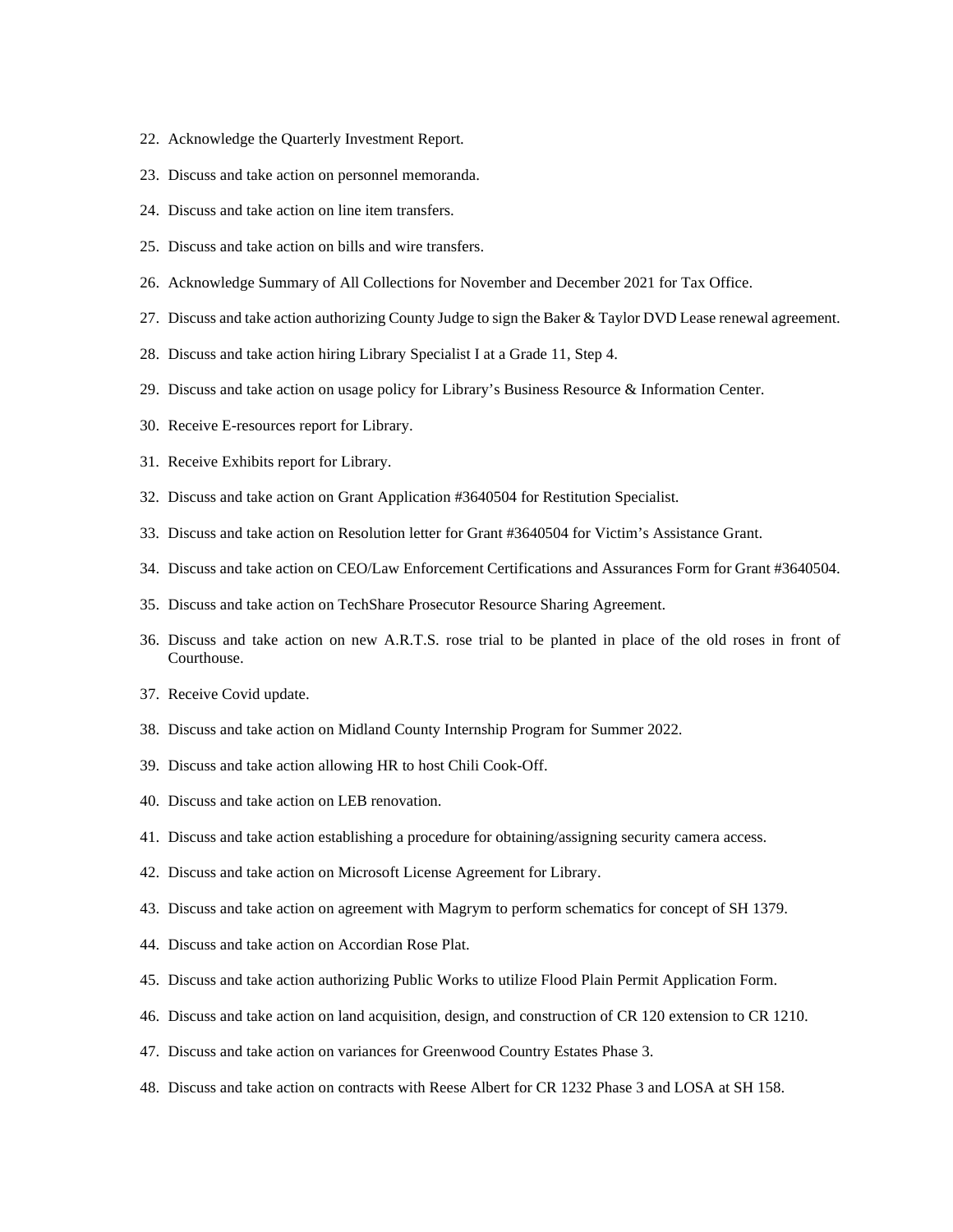22. Acknowledge the Quarterly Investment Report.
23. Discuss and take action on personnel memoranda.
24. Discuss and take action on line item transfers.
25. Discuss and take action on bills and wire transfers.
26. Acknowledge Summary of All Collections for November and December 2021 for Tax Office.
27. Discuss and take action authorizing County Judge to sign the Baker & Taylor DVD Lease renewal agreement.
28. Discuss and take action hiring Library Specialist I at a Grade 11, Step 4.
29. Discuss and take action on usage policy for Library's Business Resource & Information Center.
30. Receive E-resources report for Library.
31. Receive Exhibits report for Library.
32. Discuss and take action on Grant Application #3640504 for Restitution Specialist.
33. Discuss and take action on Resolution letter for Grant #3640504 for Victim's Assistance Grant.
34. Discuss and take action on CEO/Law Enforcement Certifications and Assurances Form for Grant #3640504.
35. Discuss and take action on TechShare Prosecutor Resource Sharing Agreement.
36. Discuss and take action on new A.R.T.S. rose trial to be planted in place of the old roses in front of Courthouse.
37. Receive Covid update.
38. Discuss and take action on Midland County Internship Program for Summer 2022.
39. Discuss and take action allowing HR to host Chili Cook-Off.
40. Discuss and take action on LEB renovation.
41. Discuss and take action establishing a procedure for obtaining/assigning security camera access.
42. Discuss and take action on Microsoft License Agreement for Library.
43. Discuss and take action on agreement with Magrym to perform schematics for concept of SH 1379.
44. Discuss and take action on Accordian Rose Plat.
45. Discuss and take action authorizing Public Works to utilize Flood Plain Permit Application Form.
46. Discuss and take action on land acquisition, design, and construction of CR 120 extension to CR 1210.
47. Discuss and take action on variances for Greenwood Country Estates Phase 3.
48. Discuss and take action on contracts with Reese Albert for CR 1232 Phase 3 and LOSA at SH 158.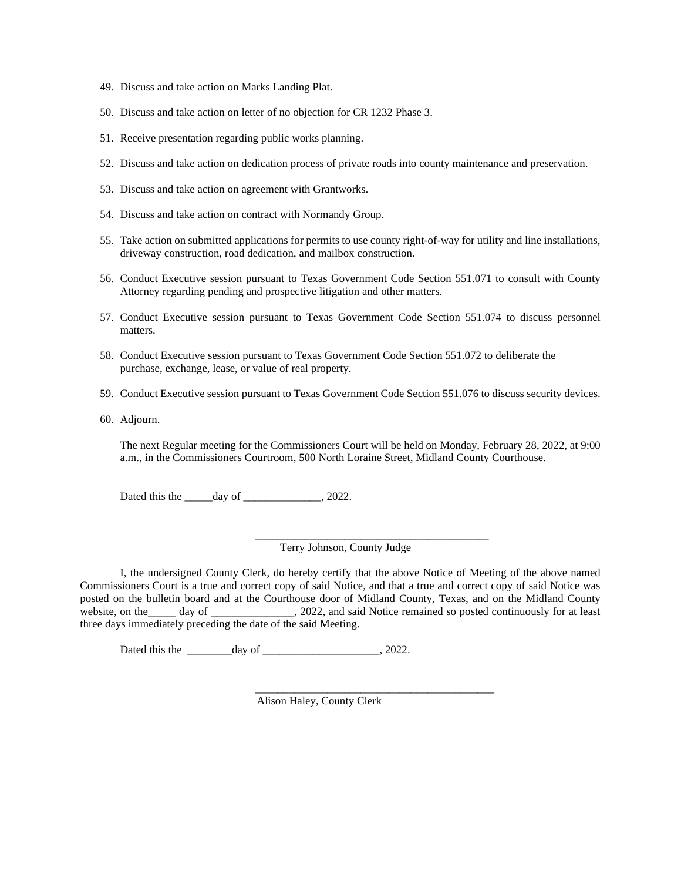49. Discuss and take action on Marks Landing Plat.

50. Discuss and take action on letter of no objection for CR 1232 Phase 3.

51. Receive presentation regarding public works planning.

52. Discuss and take action on dedication process of private roads into county maintenance and preservation.

53. Discuss and take action on agreement with Grantworks.

54. Discuss and take action on contract with Normandy Group.

55. Take action on submitted applications for permits to use county right-of-way for utility and line installations, driveway construction, road dedication, and mailbox construction.

56. Conduct Executive session pursuant to Texas Government Code Section 551.071 to consult with County Attorney regarding pending and prospective litigation and other matters.

57. Conduct Executive session pursuant to Texas Government Code Section 551.074 to discuss personnel matters.

58. Conduct Executive session pursuant to Texas Government Code Section 551.072 to deliberate the purchase, exchange, lease, or value of real property.

59. Conduct Executive session pursuant to Texas Government Code Section 551.076 to discuss security devices.

60. Adjourn.

The next Regular meeting for the Commissioners Court will be held on Monday, February 28, 2022, at 9:00 a.m., in the Commissioners Courtroom, 500 North Loraine Street, Midland County Courthouse.

Dated this the _____day of ______________, 2022.

\_\_\_\_\_\_\_\_\_\_\_\_\_\_\_\_\_\_\_\_\_\_\_\_\_\_\_\_\_\_\_\_\_\_\_\_\_\_\_\_\_\_

Terry Johnson, County Judge

I, the undersigned County Clerk, do hereby certify that the above Notice of Meeting of the above named Commissioners Court is a true and correct copy of said Notice, and that a true and correct copy of said Notice was posted on the bulletin board and at the Courthouse door of Midland County, Texas, and on the Midland County website, on the_____ day of _______________, 2022, and said Notice remained so posted continuously for at least three days immediately preceding the date of the said Meeting.

Dated this the ________day of _____________________, 2022.

\_\_\_\_\_\_\_\_\_\_\_\_\_\_\_\_\_\_\_\_\_\_\_\_\_\_\_\_\_\_\_\_\_\_\_\_\_\_\_\_\_\_\_

Alison Haley, County Clerk